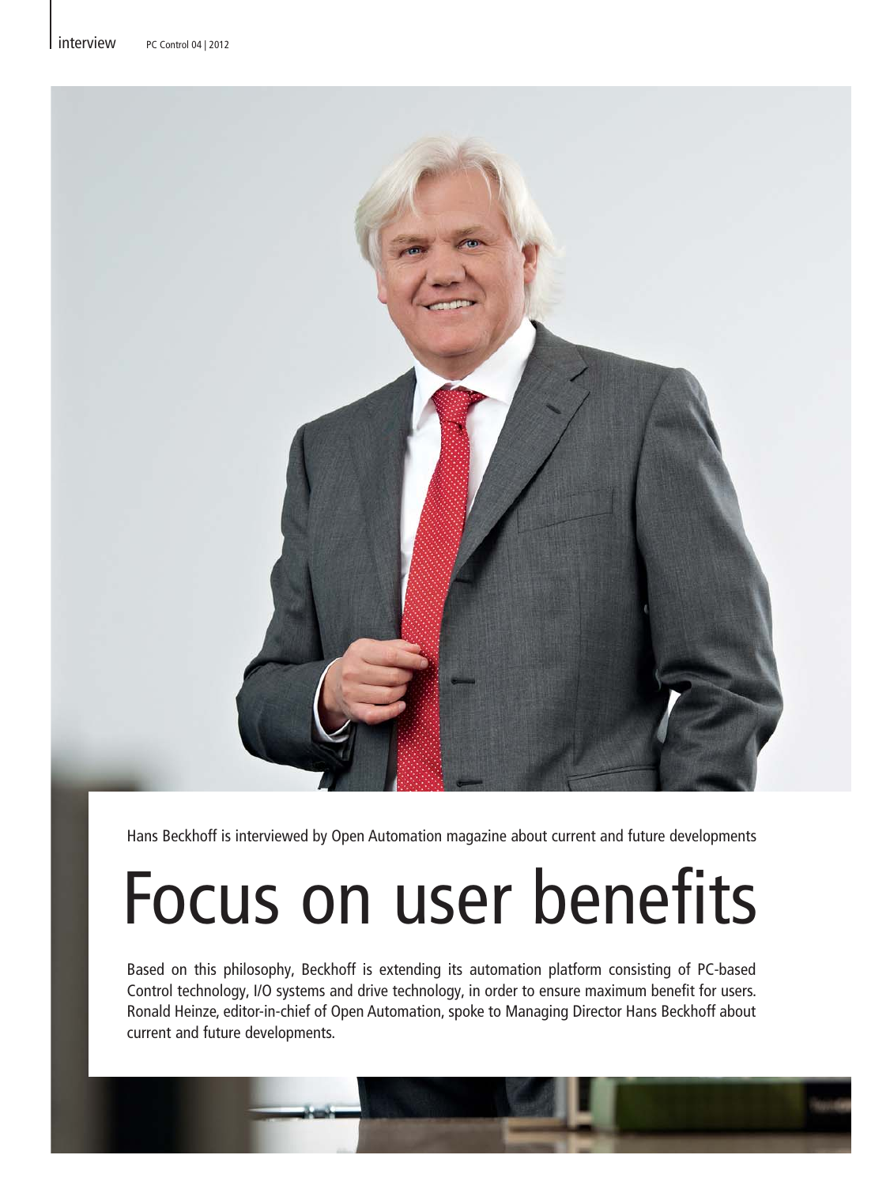Hans Beckhoff is interviewed by Open Automation magazine about current and future developments

# Focus on user benefits

Based on this philosophy, Beckhoff is extending its automation platform consisting of PC-based Control technology, I/O systems and drive technology, in order to ensure maximum benefit for users. Ronald Heinze, editor-in-chief of Open Automation, spoke to Managing Director Hans Beckhoff about current and future developments.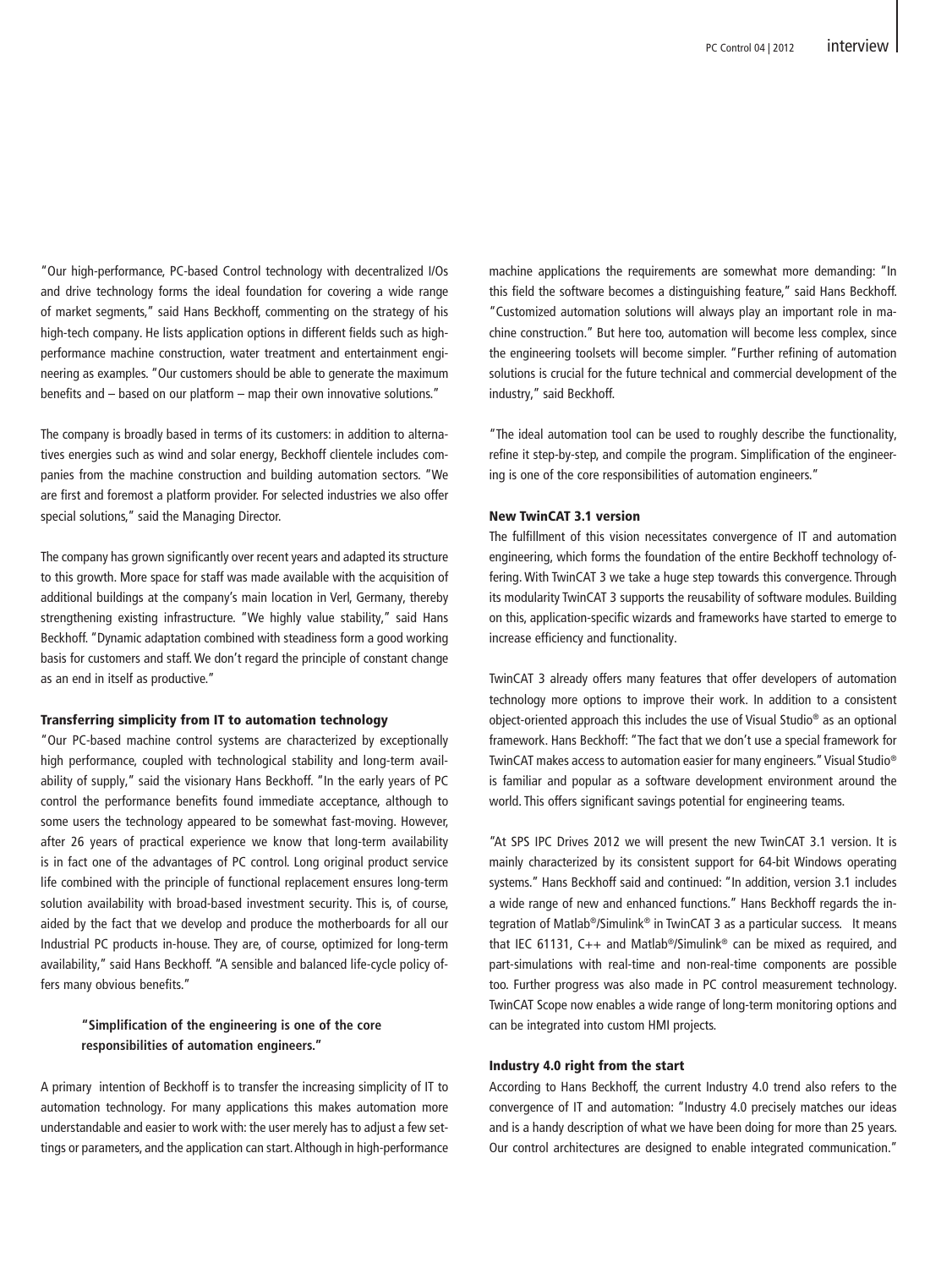"Our high-performance, PC-based Control technology with decentralized I/Os and drive technology forms the ideal foundation for covering a wide range of market segments," said Hans Beckhoff, commenting on the strategy of his high-tech company. He lists application options in different fields such as high-performance machine construction, water treatment and entertainment engineering as examples. "Our customers should be able to generate the maximum benefits and – based on our platform – map their own innovative solutions."

The company is broadly based in terms of its customers: in addition to alternatives energies such as wind and solar energy, Beckhoff clientele includes companies from the machine construction and building automation sectors. "We are first and foremost a platform provider. For selected industries we also offer special solutions," said the Managing Director.

The company has grown significantly over recent years and adapted its structure to this growth. More space for staff was made available with the acquisition of additional buildings at the company's main location in Verl, Germany, thereby strengthening existing infrastructure. "We highly value stability," said Hans Beckhoff. "Dynamic adaptation combined with steadiness form a good working basis for customers and staff. We don't regard the principle of constant change as an end in itself as productive."

### Transferring simplicity from IT to automation technology

"Our PC-based machine control systems are characterized by exceptionally high performance, coupled with technological stability and long-term availability of supply," said the visionary Hans Beckhoff. "In the early years of PC control the performance benefits found immediate acceptance, although to some users the technology appeared to be somewhat fast-moving. However, after 26 years of practical experience we know that long-term availability is in fact one of the advantages of PC control. Long original product service life combined with the principle of functional replacement ensures long-term solution availability with broad-based investment security. This is, of course, aided by the fact that we develop and produce the motherboards for all our Industrial PC products in-house. They are, of course, optimized for long-term availability," said Hans Beckhoff. "A sensible and balanced life-cycle policy offers many obvious benefits."

> **"Simplification of the engineering is one of the core responsibilities of automation engineers."**

A primary intention of Beckhoff is to transfer the increasing simplicity of IT to automation technology. For many applications this makes automation more understandable and easier to work with: the user merely has to adjust a few settings or parameters, and the application can start. Although in high-performance machine applications the requirements are somewhat more demanding: "In this field the software becomes a distinguishing feature," said Hans Beckhoff. "Customized automation solutions will always play an important role in machine construction." But here too, automation will become less complex, since the engineering toolsets will become simpler. "Further refining of automation solutions is crucial for the future technical and commercial development of the industry," said Beckhoff.

"The ideal automation tool can be used to roughly describe the functionality, refine it step-by-step, and compile the program. Simplification of the engineering is one of the core responsibilities of automation engineers."

### New TwinCAT 3.1 version

The fulfillment of this vision necessitates convergence of IT and automation engineering, which forms the foundation of the entire Beckhoff technology offering. With TwinCAT 3 we take a huge step towards this convergence. Through its modularity TwinCAT 3 supports the reusability of software modules. Building on this, application-specific wizards and frameworks have started to emerge to increase efficiency and functionality.

TwinCAT 3 already offers many features that offer developers of automation technology more options to improve their work. In addition to a consistent object-oriented approach this includes the use of Visual Studio® as an optional framework. Hans Beckhoff: "The fact that we don't use a special framework for TwinCAT makes access to automation easier for many engineers." Visual Studio® is familiar and popular as a software development environment around the world. This offers significant savings potential for engineering teams.

"At SPS IPC Drives 2012 we will present the new TwinCAT 3.1 version. It is mainly characterized by its consistent support for 64-bit Windows operating systems." Hans Beckhoff said and continued: "In addition, version 3.1 includes a wide range of new and enhanced functions." Hans Beckhoff regards the integration of Matlab®/Simulink® in TwinCAT 3 as a particular success. It means that IEC 61131, C++ and Matlab®/Simulink® can be mixed as required, and part-simulations with real-time and non-real-time components are possible too. Further progress was also made in PC control measurement technology. TwinCAT Scope now enables a wide range of long-term monitoring options and can be integrated into custom HMI projects.

### Industry 4.0 right from the start

According to Hans Beckhoff, the current Industry 4.0 trend also refers to the convergence of IT and automation: "Industry 4.0 precisely matches our ideas and is a handy description of what we have been doing for more than 25 years. Our control architectures are designed to enable integrated communication."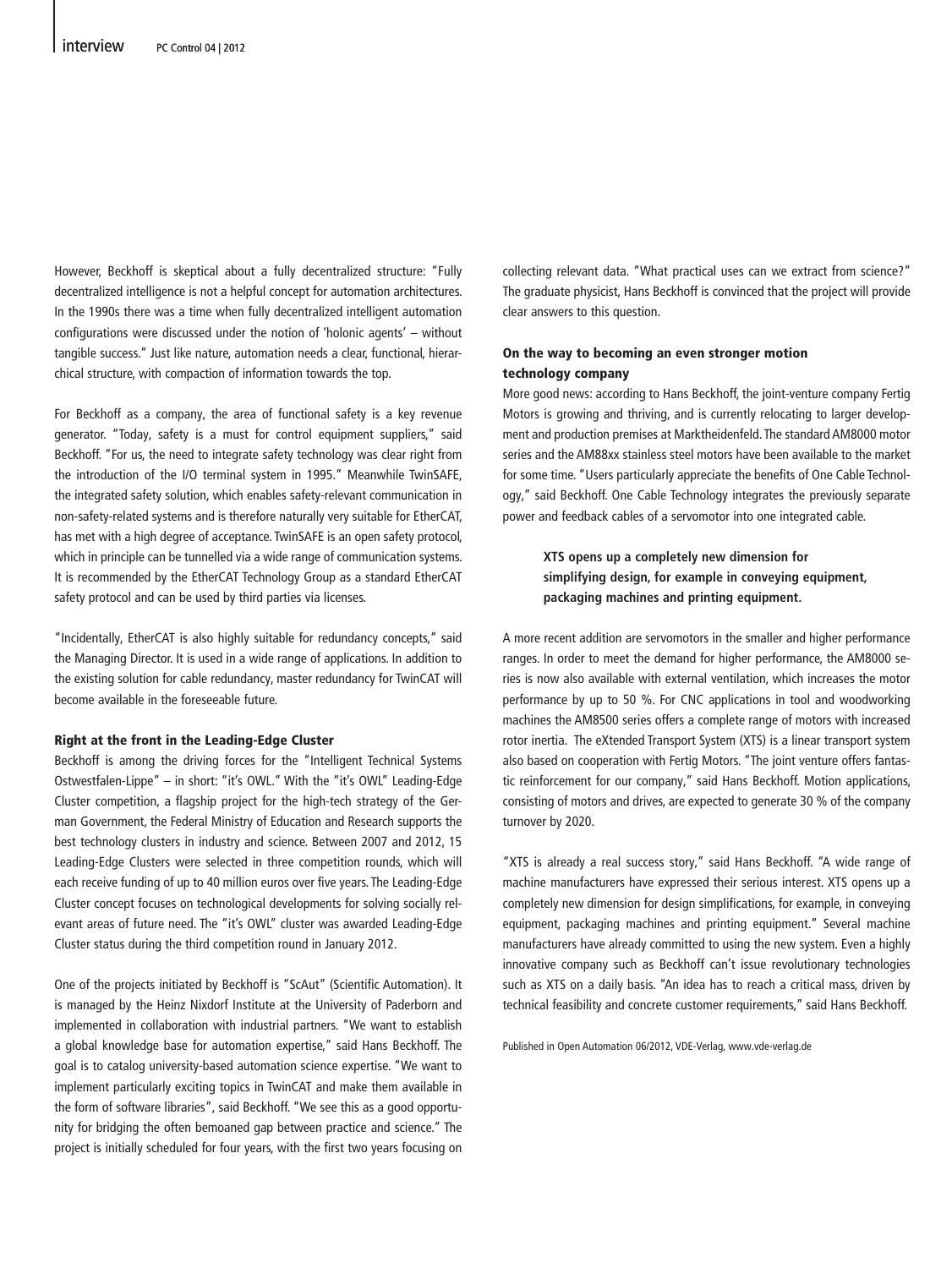However, Beckhoff is skeptical about a fully decentralized structure: "Fully decentralized intelligence is not a helpful concept for automation architectures. In the 1990s there was a time when fully decentralized intelligent automation configurations were discussed under the notion of 'holonic agents' – without tangible success." Just like nature, automation needs a clear, functional, hierarchical structure, with compaction of information towards the top.

For Beckhoff as a company, the area of functional safety is a key revenue generator. "Today, safety is a must for control equipment suppliers," said Beckhoff. "For us, the need to integrate safety technology was clear right from the introduction of the I/O terminal system in 1995." Meanwhile TwinSAFE, the integrated safety solution, which enables safety-relevant communication in non-safety-related systems and is therefore naturally very suitable for EtherCAT, has met with a high degree of acceptance. TwinSAFE is an open safety protocol, which in principle can be tunnelled via a wide range of communication systems. It is recommended by the EtherCAT Technology Group as a standard EtherCAT safety protocol and can be used by third parties via licenses.

"Incidentally, EtherCAT is also highly suitable for redundancy concepts," said the Managing Director. It is used in a wide range of applications. In addition to the existing solution for cable redundancy, master redundancy for TwinCAT will become available in the foreseeable future.

### Right at the front in the Leading-Edge Cluster

Beckhoff is among the driving forces for the "Intelligent Technical Systems Ostwestfalen-Lippe" – in short: "it's OWL." With the "it's OWL" Leading-Edge Cluster competition, a flagship project for the high-tech strategy of the German Government, the Federal Ministry of Education and Research supports the best technology clusters in industry and science. Between 2007 and 2012, 15 Leading-Edge Clusters were selected in three competition rounds, which will each receive funding of up to 40 million euros over five years. The Leading-Edge Cluster concept focuses on technological developments for solving socially relevant areas of future need. The "it's OWL" cluster was awarded Leading-Edge Cluster status during the third competition round in January 2012.

One of the projects initiated by Beckhoff is "ScAut" (Scientific Automation). It is managed by the Heinz Nixdorf Institute at the University of Paderborn and implemented in collaboration with industrial partners. "We want to establish a global knowledge base for automation expertise," said Hans Beckhoff. The goal is to catalog university-based automation science expertise. "We want to implement particularly exciting topics in TwinCAT and make them available in the form of software libraries", said Beckhoff. "We see this as a good opportunity for bridging the often bemoaned gap between practice and science." The project is initially scheduled for four years, with the first two years focusing on collecting relevant data. "What practical uses can we extract from science?" The graduate physicist, Hans Beckhoff is convinced that the project will provide clear answers to this question.

### On the way to becoming an even stronger motion technology company

More good news: according to Hans Beckhoff, the joint-venture company Fertig Motors is growing and thriving, and is currently relocating to larger development and production premises at Marktheidenfeld. The standard AM8000 motor series and the AM88xx stainless steel motors have been available to the market for some time. "Users particularly appreciate the benefits of One Cable Technology," said Beckhoff. One Cable Technology integrates the previously separate power and feedback cables of a servomotor into one integrated cable.

**XTS opens up a completely new dimension for simplifying design, for example in conveying equipment, packaging machines and printing equipment.**

A more recent addition are servomotors in the smaller and higher performance ranges. In order to meet the demand for higher performance, the AM8000 series is now also available with external ventilation, which increases the motor performance by up to 50 %. For CNC applications in tool and woodworking machines the AM8500 series offers a complete range of motors with increased rotor inertia. The eXtended Transport System (XTS) is a linear transport system also based on cooperation with Fertig Motors. "The joint venture offers fantastic reinforcement for our company," said Hans Beckhoff. Motion applications, consisting of motors and drives, are expected to generate 30 % of the company turnover by 2020.

"XTS is already a real success story," said Hans Beckhoff. "A wide range of machine manufacturers have expressed their serious interest. XTS opens up a completely new dimension for design simplifications, for example, in conveying equipment, packaging machines and printing equipment." Several machine manufacturers have already committed to using the new system. Even a highly innovative company such as Beckhoff can't issue revolutionary technologies such as XTS on a daily basis. "An idea has to reach a critical mass, driven by technical feasibility and concrete customer requirements," said Hans Beckhoff.

Published in Open Automation 06/2012, VDE-Verlag, www.vde-verlag.de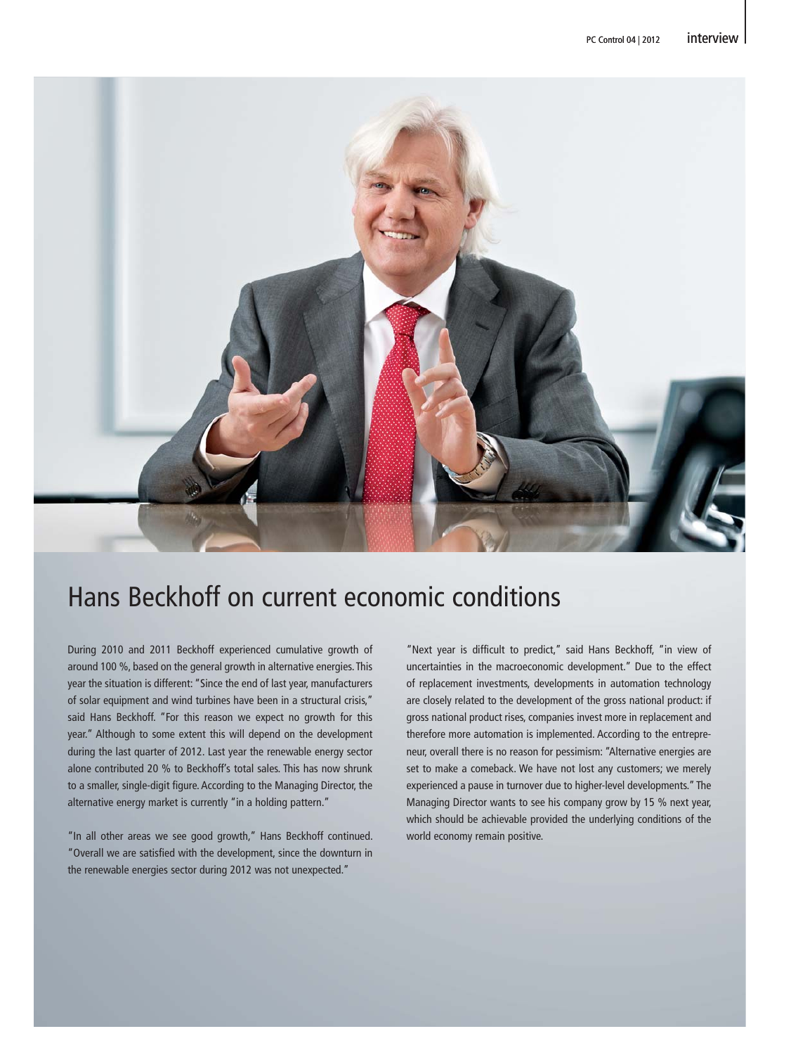# Hans Beckhoff on current economic conditions

During 2010 and 2011 Beckhoff experienced cumulative growth of around 100 %, based on the general growth in alternative energies. This year the situation is different: "Since the end of last year, manufacturers of solar equipment and wind turbines have been in a structural crisis," said Hans Beckhoff. "For this reason we expect no growth for this year." Although to some extent this will depend on the development during the last quarter of 2012. Last year the renewable energy sector alone contributed 20 % to Beckhoff's total sales. This has now shrunk to a smaller, single-digit figure. According to the Managing Director, the alternative energy market is currently "in a holding pattern."

"In all other areas we see good growth," Hans Beckhoff continued. "Overall we are satisfied with the development, since the downturn in the renewable energies sector during 2012 was not unexpected."

"Next year is difficult to predict," said Hans Beckhoff, "in view of uncertainties in the macroeconomic development." Due to the effect of replacement investments, developments in automation technology are closely related to the development of the gross national product: if gross national product rises, companies invest more in replacement and therefore more automation is implemented. According to the entrepreneur, overall there is no reason for pessimism: "Alternative energies are set to make a comeback. We have not lost any customers; we merely experienced a pause in turnover due to higher-level developments." The Managing Director wants to see his company grow by 15 % next year, which should be achievable provided the underlying conditions of the world economy remain positive.